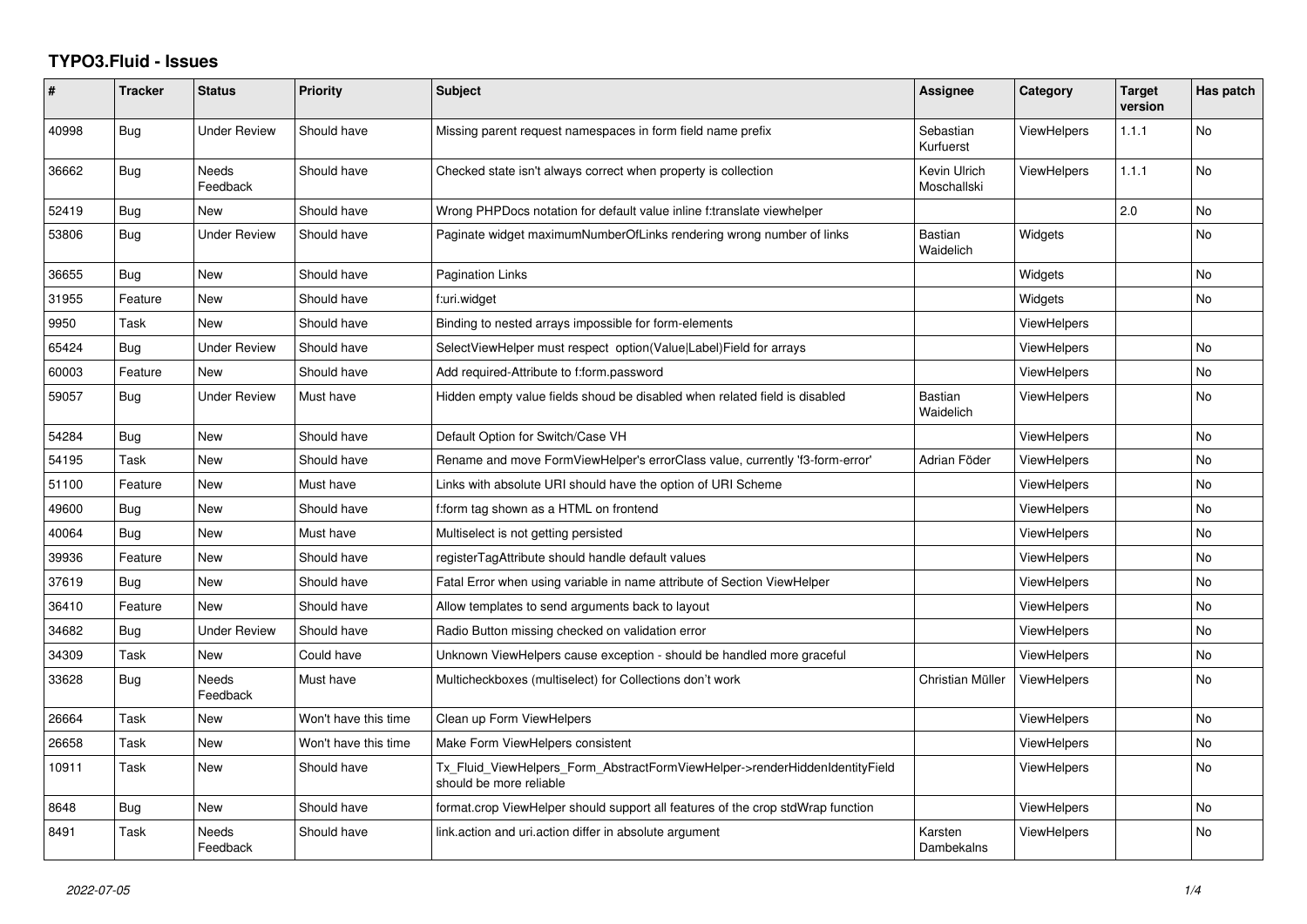# TYPO3.Fluid - Issues

| # | Tracker | Status | Priority | Subject | Assignee | Category | Target version | Has patch |
|---|---|---|---|---|---|---|---|---|
| 40998 | Bug | Under Review | Should have | Missing parent request namespaces in form field name prefix | Sebastian Kurfuerst | ViewHelpers | 1.1.1 | No |
| 36662 | Bug | Needs Feedback | Should have | Checked state isn't always correct when property is collection | Kevin Ulrich Moschallski | ViewHelpers | 1.1.1 | No |
| 52419 | Bug | New | Should have | Wrong PHPDocs notation for default value inline f:translate viewhelper | | | 2.0 | No |
| 53806 | Bug | Under Review | Should have | Paginate widget maximumNumberOfLinks rendering wrong number of links | Bastian Waidelich | Widgets | | No |
| 36655 | Bug | New | Should have | Pagination Links | | Widgets | | No |
| 31955 | Feature | New | Should have | f:uri.widget | | Widgets | | No |
| 9950 | Task | New | Should have | Binding to nested arrays impossible for form-elements | | ViewHelpers | | |
| 65424 | Bug | Under Review | Should have | SelectViewHelper must respect option(Value\|Label)Field for arrays | | ViewHelpers | | No |
| 60003 | Feature | New | Should have | Add required-Attribute to f:form.password | | ViewHelpers | | No |
| 59057 | Bug | Under Review | Must have | Hidden empty value fields shoud be disabled when related field is disabled | Bastian Waidelich | ViewHelpers | | No |
| 54284 | Bug | New | Should have | Default Option for Switch/Case VH | | ViewHelpers | | No |
| 54195 | Task | New | Should have | Rename and move FormViewHelper's errorClass value, currently 'f3-form-error' | Adrian Föder | ViewHelpers | | No |
| 51100 | Feature | New | Must have | Links with absolute URI should have the option of URI Scheme | | ViewHelpers | | No |
| 49600 | Bug | New | Should have | f:form tag shown as a HTML on frontend | | ViewHelpers | | No |
| 40064 | Bug | New | Must have | Multiselect is not getting persisted | | ViewHelpers | | No |
| 39936 | Feature | New | Should have | registerTagAttribute should handle default values | | ViewHelpers | | No |
| 37619 | Bug | New | Should have | Fatal Error when using variable in name attribute of Section ViewHelper | | ViewHelpers | | No |
| 36410 | Feature | New | Should have | Allow templates to send arguments back to layout | | ViewHelpers | | No |
| 34682 | Bug | Under Review | Should have | Radio Button missing checked on validation error | | ViewHelpers | | No |
| 34309 | Task | New | Could have | Unknown ViewHelpers cause exception - should be handled more graceful | | ViewHelpers | | No |
| 33628 | Bug | Needs Feedback | Must have | Multicheckboxes (multiselect) for Collections don't work | Christian Müller | ViewHelpers | | No |
| 26664 | Task | New | Won't have this time | Clean up Form ViewHelpers | | ViewHelpers | | No |
| 26658 | Task | New | Won't have this time | Make Form ViewHelpers consistent | | ViewHelpers | | No |
| 10911 | Task | New | Should have | Tx_Fluid_ViewHelpers_Form_AbstractFormViewHelper->renderHiddenIdentityField should be more reliable | | ViewHelpers | | No |
| 8648 | Bug | New | Should have | format.crop ViewHelper should support all features of the crop stdWrap function | | ViewHelpers | | No |
| 8491 | Task | Needs Feedback | Should have | link.action and uri.action differ in absolute argument | Karsten Dambekalns | ViewHelpers | | No |

*2022-07-05*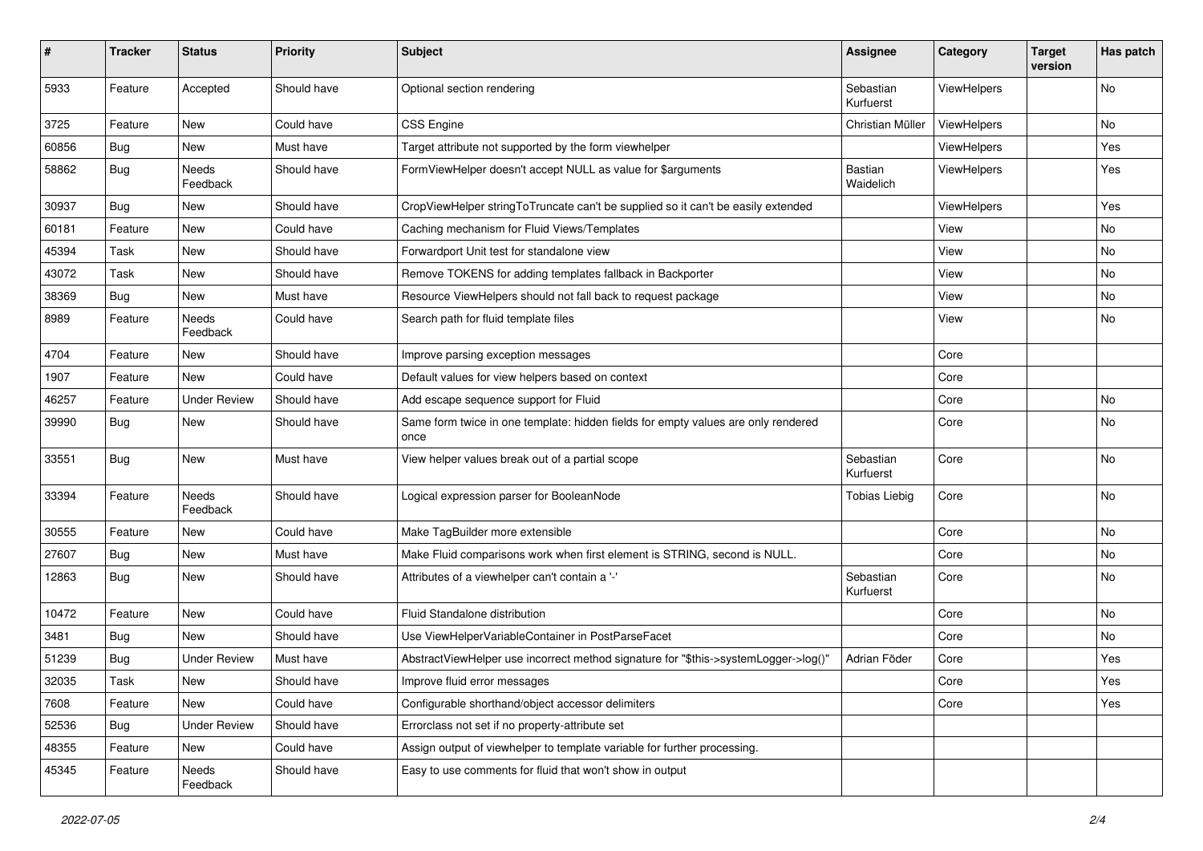| # | Tracker | Status | Priority | Subject | Assignee | Category | Target version | Has patch |
|---|---|---|---|---|---|---|---|---|
| 5933 | Feature | Accepted | Should have | Optional section rendering | Sebastian Kurfuerst | ViewHelpers | | No |
| 3725 | Feature | New | Could have | CSS Engine | Christian Müller | ViewHelpers | | No |
| 60856 | Bug | New | Must have | Target attribute not supported by the form viewhelper | | ViewHelpers | | Yes |
| 58862 | Bug | Needs Feedback | Should have | FormViewHelper doesn't accept NULL as value for $arguments | Bastian Waidelich | ViewHelpers | | Yes |
| 30937 | Bug | New | Should have | CropViewHelper stringToTruncate can't be supplied so it can't be easily extended | | ViewHelpers | | Yes |
| 60181 | Feature | New | Could have | Caching mechanism for Fluid Views/Templates | | View | | No |
| 45394 | Task | New | Should have | Forwardport Unit test for standalone view | | View | | No |
| 43072 | Task | New | Should have | Remove TOKENS for adding templates fallback in Backporter | | View | | No |
| 38369 | Bug | New | Must have | Resource ViewHelpers should not fall back to request package | | View | | No |
| 8989 | Feature | Needs Feedback | Could have | Search path for fluid template files | | View | | No |
| 4704 | Feature | New | Should have | Improve parsing exception messages | | Core | | |
| 1907 | Feature | New | Could have | Default values for view helpers based on context | | Core | | |
| 46257 | Feature | Under Review | Should have | Add escape sequence support for Fluid | | Core | | No |
| 39990 | Bug | New | Should have | Same form twice in one template: hidden fields for empty values are only rendered once | | Core | | No |
| 33551 | Bug | New | Must have | View helper values break out of a partial scope | Sebastian Kurfuerst | Core | | No |
| 33394 | Feature | Needs Feedback | Should have | Logical expression parser for BooleanNode | Tobias Liebig | Core | | No |
| 30555 | Feature | New | Could have | Make TagBuilder more extensible | | Core | | No |
| 27607 | Bug | New | Must have | Make Fluid comparisons work when first element is STRING, second is NULL. | | Core | | No |
| 12863 | Bug | New | Should have | Attributes of a viewhelper can't contain a '-' | Sebastian Kurfuerst | Core | | No |
| 10472 | Feature | New | Could have | Fluid Standalone distribution | | Core | | No |
| 3481 | Bug | New | Should have | Use ViewHelperVariableContainer in PostParseFacet | | Core | | No |
| 51239 | Bug | Under Review | Must have | AbstractViewHelper use incorrect method signature for "$this->systemLogger->log()" | Adrian Föder | Core | | Yes |
| 32035 | Task | New | Should have | Improve fluid error messages | | Core | | Yes |
| 7608 | Feature | New | Could have | Configurable shorthand/object accessor delimiters | | Core | | Yes |
| 52536 | Bug | Under Review | Should have | Errorclass not set if no property-attribute set | | | | |
| 48355 | Feature | New | Could have | Assign output of viewhelper to template variable for further processing. | | | | |
| 45345 | Feature | Needs Feedback | Should have | Easy to use comments for fluid that won't show in output | | | | |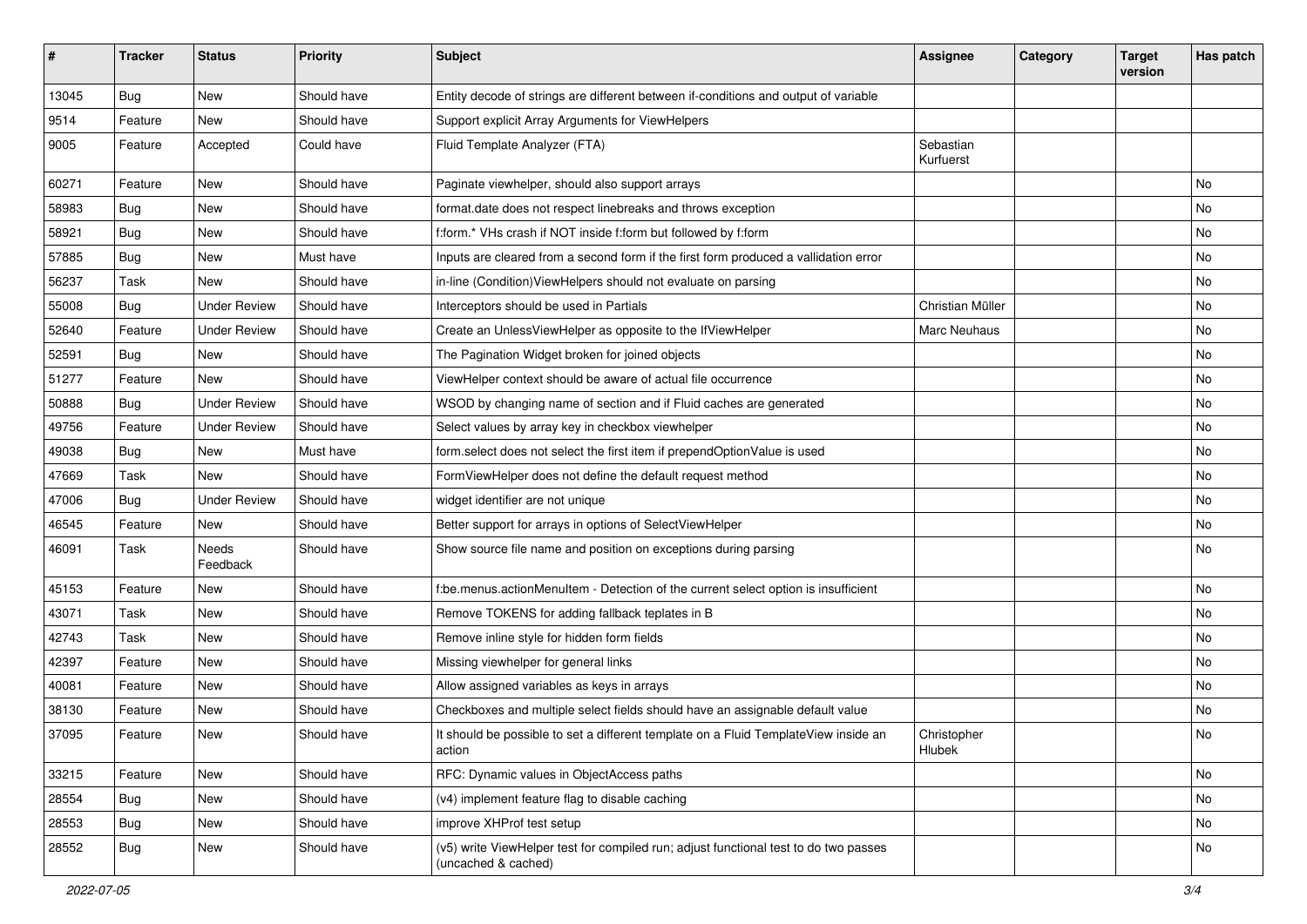| # | Tracker | Status | Priority | Subject | Assignee | Category | Target version | Has patch |
|---|---|---|---|---|---|---|---|---|
| 13045 | Bug | New | Should have | Entity decode of strings are different between if-conditions and output of variable | | | | |
| 9514 | Feature | New | Should have | Support explicit Array Arguments for ViewHelpers | | | | |
| 9005 | Feature | Accepted | Could have | Fluid Template Analyzer (FTA) | Sebastian Kurfuerst | | | |
| 60271 | Feature | New | Should have | Paginate viewhelper, should also support arrays | | | | No |
| 58983 | Bug | New | Should have | format.date does not respect linebreaks and throws exception | | | | No |
| 58921 | Bug | New | Should have | f:form.* VHs crash if NOT inside f:form but followed by f:form | | | | No |
| 57885 | Bug | New | Must have | Inputs are cleared from a second form if the first form produced a vallidation error | | | | No |
| 56237 | Task | New | Should have | in-line (Condition)ViewHelpers should not evaluate on parsing | | | | No |
| 55008 | Bug | Under Review | Should have | Interceptors should be used in Partials | Christian Müller | | | No |
| 52640 | Feature | Under Review | Should have | Create an UnlessViewHelper as opposite to the IfViewHelper | Marc Neuhaus | | | No |
| 52591 | Bug | New | Should have | The Pagination Widget broken for joined objects | | | | No |
| 51277 | Feature | New | Should have | ViewHelper context should be aware of actual file occurrence | | | | No |
| 50888 | Bug | Under Review | Should have | WSOD by changing name of section and if Fluid caches are generated | | | | No |
| 49756 | Feature | Under Review | Should have | Select values by array key in checkbox viewhelper | | | | No |
| 49038 | Bug | New | Must have | form.select does not select the first item if prependOptionValue is used | | | | No |
| 47669 | Task | New | Should have | FormViewHelper does not define the default request method | | | | No |
| 47006 | Bug | Under Review | Should have | widget identifier are not unique | | | | No |
| 46545 | Feature | New | Should have | Better support for arrays in options of SelectViewHelper | | | | No |
| 46091 | Task | Needs Feedback | Should have | Show source file name and position on exceptions during parsing | | | | No |
| 45153 | Feature | New | Should have | f:be.menus.actionMenuItem - Detection of the current select option is insufficient | | | | No |
| 43071 | Task | New | Should have | Remove TOKENS for adding fallback teplates in B | | | | No |
| 42743 | Task | New | Should have | Remove inline style for hidden form fields | | | | No |
| 42397 | Feature | New | Should have | Missing viewhelper for general links | | | | No |
| 40081 | Feature | New | Should have | Allow assigned variables as keys in arrays | | | | No |
| 38130 | Feature | New | Should have | Checkboxes and multiple select fields should have an assignable default value | | | | No |
| 37095 | Feature | New | Should have | It should be possible to set a different template on a Fluid TemplateView inside an action | Christopher Hlubek | | | No |
| 33215 | Feature | New | Should have | RFC: Dynamic values in ObjectAccess paths | | | | No |
| 28554 | Bug | New | Should have | (v4) implement feature flag to disable caching | | | | No |
| 28553 | Bug | New | Should have | improve XHProf test setup | | | | No |
| 28552 | Bug | New | Should have | (v5) write ViewHelper test for compiled run; adjust functional test to do two passes (uncached & cached) | | | | No |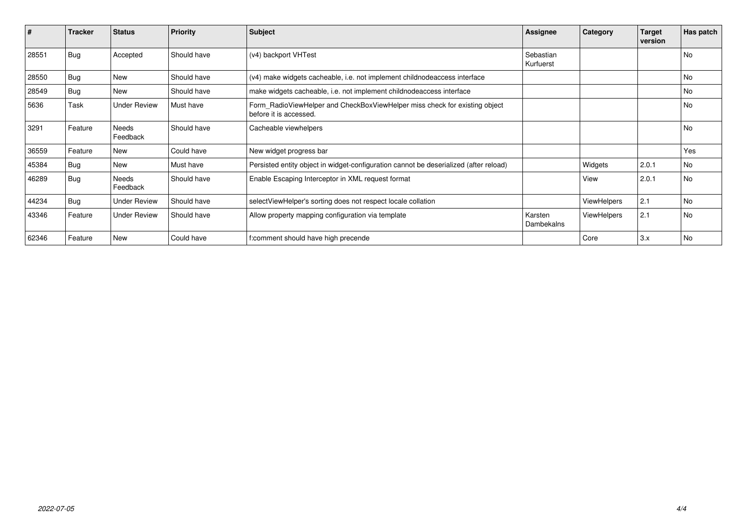| # | Tracker | Status | Priority | Subject | Assignee | Category | Target version | Has patch |
|---|---|---|---|---|---|---|---|---|
| 28551 | Bug | Accepted | Should have | (v4) backport VHTest | Sebastian Kurfuerst | | | No |
| 28550 | Bug | New | Should have | (v4) make widgets cacheable, i.e. not implement childnodeaccess interface | | | | No |
| 28549 | Bug | New | Should have | make widgets cacheable, i.e. not implement childnodeaccess interface | | | | No |
| 5636 | Task | Under Review | Must have | Form_RadioViewHelper and CheckBoxViewHelper miss check for existing object before it is accessed. | | | | No |
| 3291 | Feature | Needs Feedback | Should have | Cacheable viewhelpers | | | | No |
| 36559 | Feature | New | Could have | New widget progress bar | | | | Yes |
| 45384 | Bug | New | Must have | Persisted entity object in widget-configuration cannot be deserialized (after reload) | | Widgets | 2.0.1 | No |
| 46289 | Bug | Needs Feedback | Should have | Enable Escaping Interceptor in XML request format | | View | 2.0.1 | No |
| 44234 | Bug | Under Review | Should have | selectViewHelper's sorting does not respect locale collation | | ViewHelpers | 2.1 | No |
| 43346 | Feature | Under Review | Should have | Allow property mapping configuration via template | Karsten Dambekalns | ViewHelpers | 2.1 | No |
| 62346 | Feature | New | Could have | f:comment should have high precende | | Core | 3.x | No |